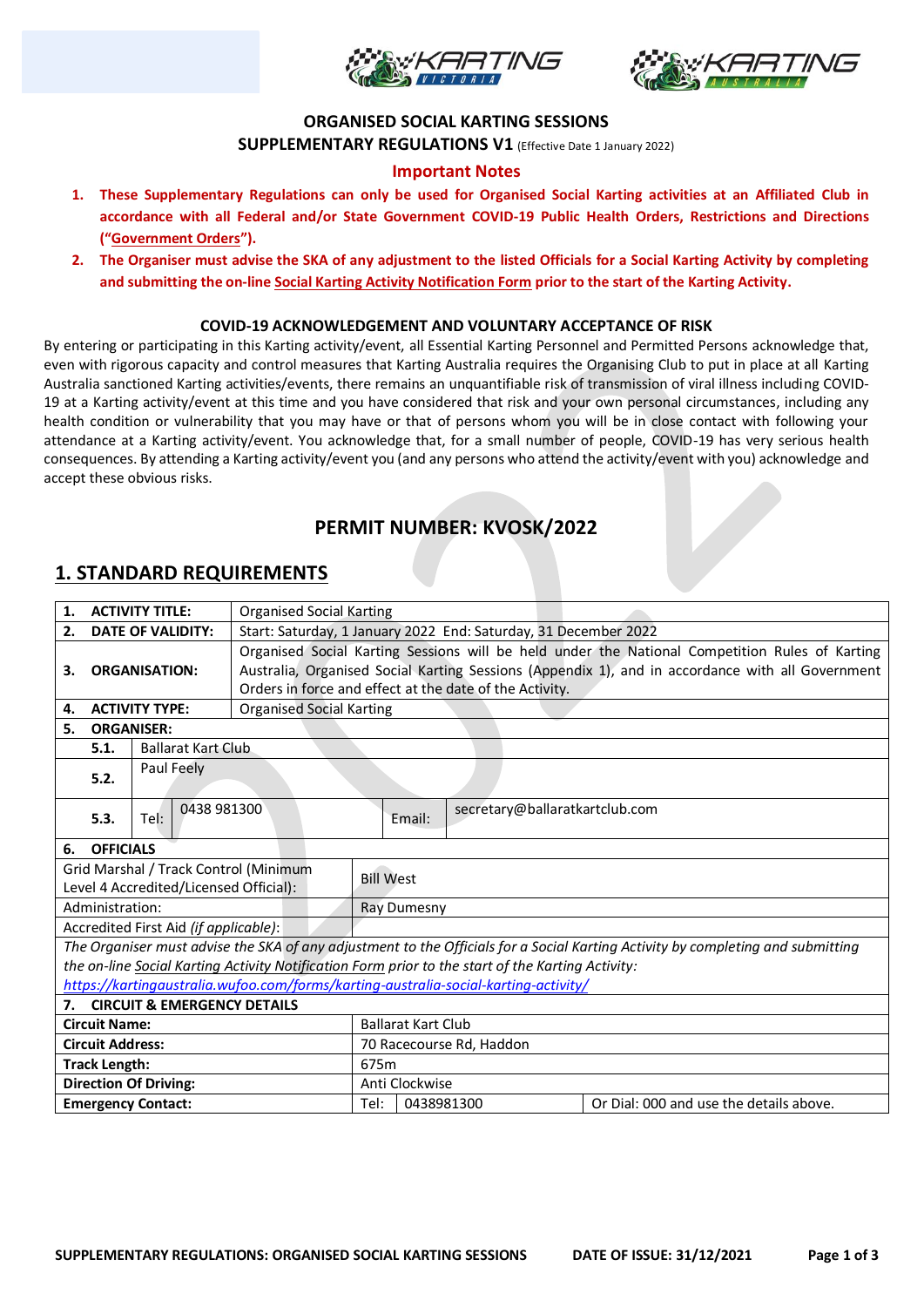**ORGANISED SOCIAL KARTING SESSIONS**

**SUPPLEMENTARY REGULATIONS V1** (Effective Date 1 January 2022)

**Important Notes**

1. **These Supplementary Regulations can only be used for Organised Social Karting activities at an Affiliated Club in accordance with all Federal and/or State Government COVID-19 Public Health Orders, Restrictions and Directions ("Government Orders").**
2. **The Organiser must advise the SKA of any adjustment to the listed Officials for a Social Karting Activity by completing and submitting the on-line Social Karting Activity Notification Form prior to the start of the Karting Activity.**

**COVID-19 ACKNOWLEDGEMENT AND VOLUNTARY ACCEPTANCE OF RISK**

By entering or participating in this Karting activity/event, all Essential Karting Personnel and Permitted Persons acknowledge that, even with rigorous capacity and control measures that Karting Australia requires the Organising Club to put in place at all Karting Australia sanctioned Karting activities/events, there remains an unquantifiable risk of transmission of viral illness including COVID-19 at a Karting activity/event at this time and you have considered that risk and your own personal circumstances, including any health condition or vulnerability that you may have or that of persons whom you will be in close contact with following your attendance at a Karting activity/event. You acknowledge that, for a small number of people, COVID-19 has very serious health consequences. By attending a Karting activity/event you (and any persons who attend the activity/event with you) acknowledge and accept these obvious risks.

## PERMIT NUMBER: KVOSK/2022

## 1. STANDARD REQUIREMENTS

| | | | |
|---|---|---|---|
| **1. ACTIVITY TITLE:** | Organised Social Karting | | |
| **2. DATE OF VALIDITY:** | Start: Saturday, 1 January 2022 End: Saturday, 31 December 2022 | | |
| **3. ORGANISATION:** | Organised Social Karting Sessions will be held under the National Competition Rules of Karting Australia, Organised Social Karting Sessions (Appendix 1), and in accordance with all Government Orders in force and effect at the date of the Activity. | | |
| **4. ACTIVITY TYPE:** | Organised Social Karting | | |
| **5. ORGANISER:** | | | |
| **5.1.** | Ballarat Kart Club | | |
| **5.2.** | Paul Feely | | |
| **5.3.** | Tel: 0438 981300 | Email: | secretary@ballaratkartclub.com |
| **6. OFFICIALS** | | | |
| Grid Marshal / Track Control (Minimum Level 4 Accredited/Licensed Official): | Bill West | | |
| Administration: | Ray Dumesny | | |
| Accredited First Aid *(if applicable)*: | | | |
| *The Organiser must advise the SKA of any adjustment to the Officials for a Social Karting Activity by completing and submitting the on-line Social Karting Activity Notification Form prior to the start of the Karting Activity: https://kartingaustralia.wufoo.com/forms/karting-australia-social-karting-activity/* | | | |
| **7. CIRCUIT & EMERGENCY DETAILS** | | | |
| **Circuit Name:** | Ballarat Kart Club | | |
| **Circuit Address:** | 70 Racecourse Rd, Haddon | | |
| **Track Length:** | 675m | | |
| **Direction Of Driving:** | Anti Clockwise | | |
| **Emergency Contact:** | Tel: | 0438981300 | Or Dial: 000 and use the details above. |

SUPPLEMENTARY REGULATIONS: ORGANISED SOCIAL KARTING SESSIONS DATE OF ISSUE: 31/12/2021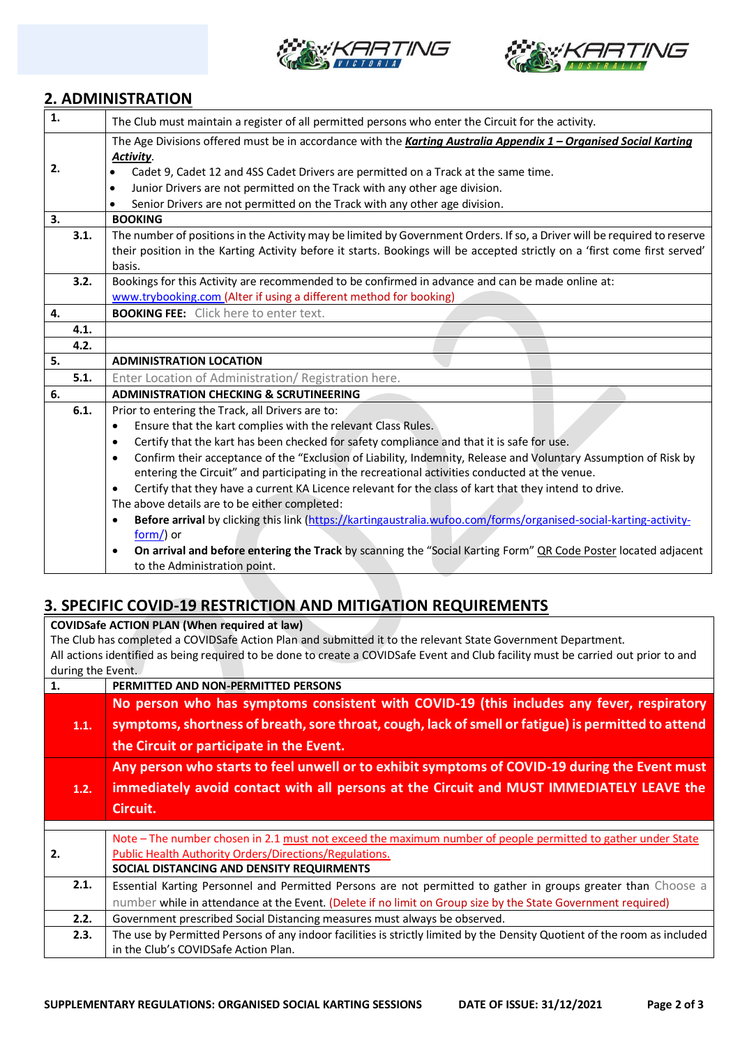## 2. ADMINISTRATION

| | |
|---|---|
| **1.** | The Club must maintain a register of all permitted persons who enter the Circuit for the activity. |
| **2.** | The Age Divisions offered must be in accordance with the ***Karting Australia Appendix 1 – Organised Social Karting Activity***.<br>• Cadet 9, Cadet 12 and 4SS Cadet Drivers are permitted on a Track at the same time.<br>• Junior Drivers are not permitted on the Track with any other age division.<br>• Senior Drivers are not permitted on the Track with any other age division. |
| **3.** | **BOOKING** |
| **3.1.** | The number of positions in the Activity may be limited by Government Orders. If so, a Driver will be required to reserve their position in the Karting Activity before it starts. Bookings will be accepted strictly on a 'first come first served' basis. |
| **3.2.** | Bookings for this Activity are recommended to be confirmed in advance and can be made online at: www.trybooking.com (Alter if using a different method for booking) |
| **4.** | **BOOKING FEE:** Click here to enter text. |
| **4.1.** | |
| **4.2.** | |
| **5.** | **ADMINISTRATION LOCATION** |
| **5.1.** | Enter Location of Administration/ Registration here. |
| **6.** | **ADMINISTRATION CHECKING & SCRUTINEERING** |
| **6.1.** | Prior to entering the Track, all Drivers are to:<br>• Ensure that the kart complies with the relevant Class Rules.<br>• Certify that the kart has been checked for safety compliance and that it is safe for use.<br>• Confirm their acceptance of the "Exclusion of Liability, Indemnity, Release and Voluntary Assumption of Risk by entering the Circuit" and participating in the recreational activities conducted at the venue.<br>• Certify that they have a current KA Licence relevant for the class of kart that they intend to drive.<br>The above details are to be either completed:<br>• **Before arrival** by clicking this link (https://kartingaustralia.wufoo.com/forms/organised-social-karting-activity-form/) or<br>• **On arrival and before entering the Track** by scanning the "Social Karting Form" QR Code Poster located adjacent to the Administration point. |

## 3. SPECIFIC COVID-19 RESTRICTION AND MITIGATION REQUIREMENTS

| | |
|---|---|
| **COVIDSafe ACTION PLAN (When required at law)**<br>The Club has completed a COVIDSafe Action Plan and submitted it to the relevant State Government Department.<br>All actions identified as being required to be done to create a COVIDSafe Event and Club facility must be carried out prior to and during the Event. | |
| **1.** | **PERMITTED AND NON-PERMITTED PERSONS** |
| **1.1.** | **No person who has symptoms consistent with COVID-19 (this includes any fever, respiratory symptoms, shortness of breath, sore throat, cough, lack of smell or fatigue) is permitted to attend the Circuit or participate in the Event.** |
| **1.2.** | **Any person who starts to feel unwell or to exhibit symptoms of COVID-19 during the Event must immediately avoid contact with all persons at the Circuit and MUST IMMEDIATELY LEAVE the Circuit.** |
| | |
| **2.** | Note – The number chosen in 2.1 must not exceed the maximum number of people permitted to gather under State Public Health Authority Orders/Directions/Regulations.<br>**SOCIAL DISTANCING AND DENSITY REQUIRMENTS** |
| **2.1.** | Essential Karting Personnel and Permitted Persons are not permitted to gather in groups greater than Choose a number while in attendance at the Event. (Delete if no limit on Group size by the State Government required) |
| **2.2.** | Government prescribed Social Distancing measures must always be observed. |
| **2.3.** | The use by Permitted Persons of any indoor facilities is strictly limited by the Density Quotient of the room as included in the Club's COVIDSafe Action Plan. |

SUPPLEMENTARY REGULATIONS: ORGANISED SOCIAL KARTING SESSIONS DATE OF ISSUE: 31/12/2021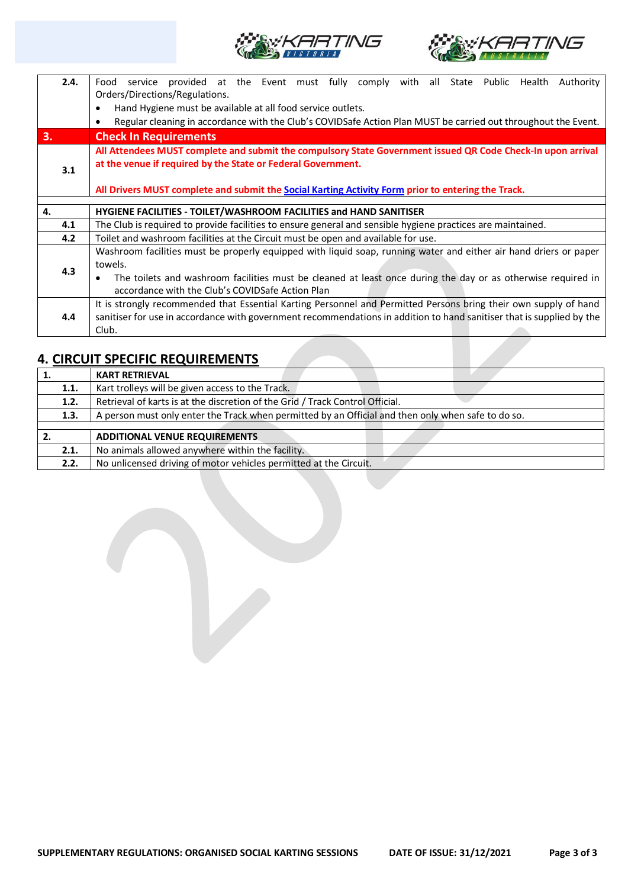| | |
|---|---|
| **2.4.** | Food service provided at the Event must fully comply with all State Public Health Authority Orders/Directions/Regulations.<br>• Hand Hygiene must be available at all food service outlets.<br>• Regular cleaning in accordance with the Club's COVIDSafe Action Plan MUST be carried out throughout the Event. |
| **3.** | **Check In Requirements** |
| **3.1** | **All Attendees MUST complete and submit the compulsory State Government issued QR Code Check-In upon arrival at the venue if required by the State or Federal Government.**<br><br>**All Drivers MUST complete and submit the [Social Karting Activity Form] prior to entering the Track.** |
| | |
| **4.** | **HYGIENE FACILITIES - TOILET/WASHROOM FACILITIES and HAND SANITISER** |
| **4.1** | The Club is required to provide facilities to ensure general and sensible hygiene practices are maintained. |
| **4.2** | Toilet and washroom facilities at the Circuit must be open and available for use. |
| **4.3** | Washroom facilities must be properly equipped with liquid soap, running water and either air hand driers or paper towels.<br>• The toilets and washroom facilities must be cleaned at least once during the day or as otherwise required in accordance with the Club's COVIDSafe Action Plan |
| **4.4** | It is strongly recommended that Essential Karting Personnel and Permitted Persons bring their own supply of hand sanitiser for use in accordance with government recommendations in addition to hand sanitiser that is supplied by the Club. |

## 4. CIRCUIT SPECIFIC REQUIREMENTS

| | |
|---|---|
| **1.** | **KART RETRIEVAL** |
| **1.1.** | Kart trolleys will be given access to the Track. |
| **1.2.** | Retrieval of karts is at the discretion of the Grid / Track Control Official. |
| **1.3.** | A person must only enter the Track when permitted by an Official and then only when safe to do so. |
| | |
| **2.** | **ADDITIONAL VENUE REQUIREMENTS** |
| **2.1.** | No animals allowed anywhere within the facility. |
| **2.2.** | No unlicensed driving of motor vehicles permitted at the Circuit. |

**SUPPLEMENTARY REGULATIONS: ORGANISED SOCIAL KARTING SESSIONS** **DATE OF ISSUE: 31/12/2021**